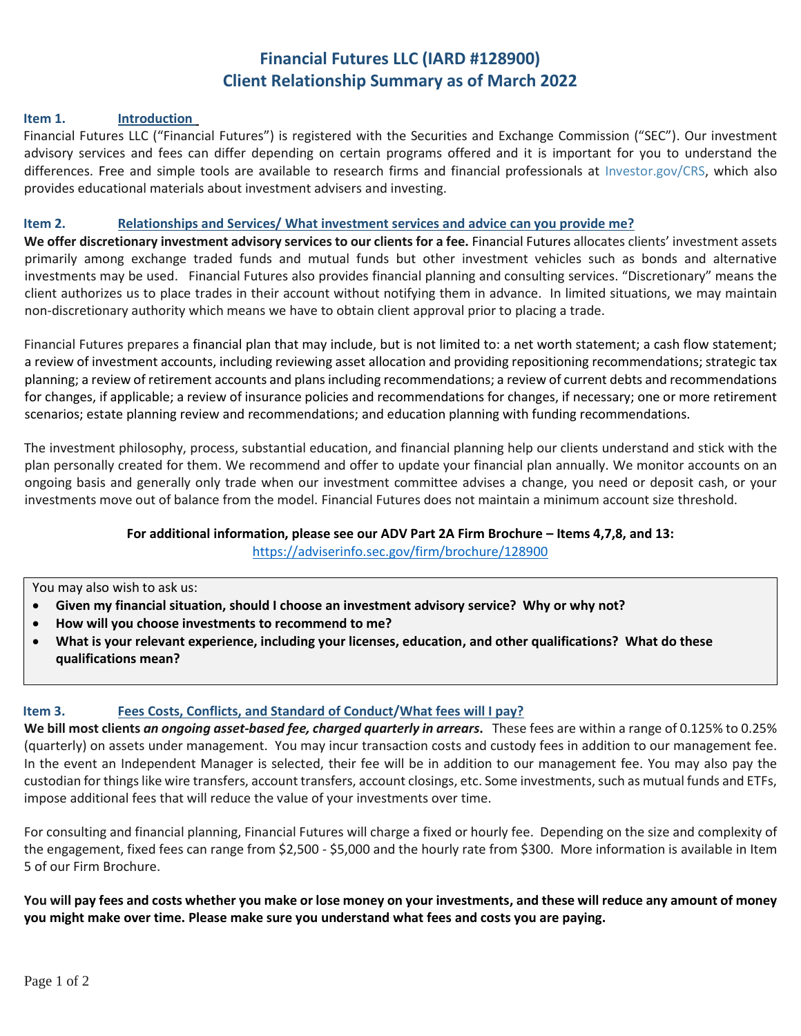# Financial Futures LLC (IARD #128900)
# Client Relationship Summary as of March 2022

## Item 1. Introduction

Financial Futures LLC ("Financial Futures") is registered with the Securities and Exchange Commission ("SEC"). Our investment advisory services and fees can differ depending on certain programs offered and it is important for you to understand the differences. Free and simple tools are available to research firms and financial professionals at Investor.gov/CRS, which also provides educational materials about investment advisers and investing.

## Item 2. Relationships and Services/ What investment services and advice can you provide me?

**We offer discretionary investment advisory services to our clients for a fee.** Financial Futures allocates clients' investment assets primarily among exchange traded funds and mutual funds but other investment vehicles such as bonds and alternative investments may be used. Financial Futures also provides financial planning and consulting services. "Discretionary" means the client authorizes us to place trades in their account without notifying them in advance. In limited situations, we may maintain non-discretionary authority which means we have to obtain client approval prior to placing a trade.

Financial Futures prepares a financial plan that may include, but is not limited to: a net worth statement; a cash flow statement; a review of investment accounts, including reviewing asset allocation and providing repositioning recommendations; strategic tax planning; a review of retirement accounts and plans including recommendations; a review of current debts and recommendations for changes, if applicable; a review of insurance policies and recommendations for changes, if necessary; one or more retirement scenarios; estate planning review and recommendations; and education planning with funding recommendations.

The investment philosophy, process, substantial education, and financial planning help our clients understand and stick with the plan personally created for them. We recommend and offer to update your financial plan annually. We monitor accounts on an ongoing basis and generally only trade when our investment committee advises a change, you need or deposit cash, or your investments move out of balance from the model. Financial Futures does not maintain a minimum account size threshold.

**For additional information, please see our ADV Part 2A Firm Brochure – Items 4,7,8, and 13:**
https://adviserinfo.sec.gov/firm/brochure/128900

You may also wish to ask us:

- **Given my financial situation, should I choose an investment advisory service? Why or why not?**
- **How will you choose investments to recommend to me?**
- **What is your relevant experience, including your licenses, education, and other qualifications? What do these qualifications mean?**

## Item 3. Fees Costs, Conflicts, and Standard of Conduct/What fees will I pay?

**We bill most clients *an ongoing asset-based fee, charged quarterly in arrears*.** These fees are within a range of 0.125% to 0.25% (quarterly) on assets under management. You may incur transaction costs and custody fees in addition to our management fee. In the event an Independent Manager is selected, their fee will be in addition to our management fee. You may also pay the custodian for things like wire transfers, account transfers, account closings, etc. Some investments, such as mutual funds and ETFs, impose additional fees that will reduce the value of your investments over time.

For consulting and financial planning, Financial Futures will charge a fixed or hourly fee. Depending on the size and complexity of the engagement, fixed fees can range from $2,500 - $5,000 and the hourly rate from $300. More information is available in Item 5 of our Firm Brochure.

**You will pay fees and costs whether you make or lose money on your investments, and these will reduce any amount of money you might make over time. Please make sure you understand what fees and costs you are paying.**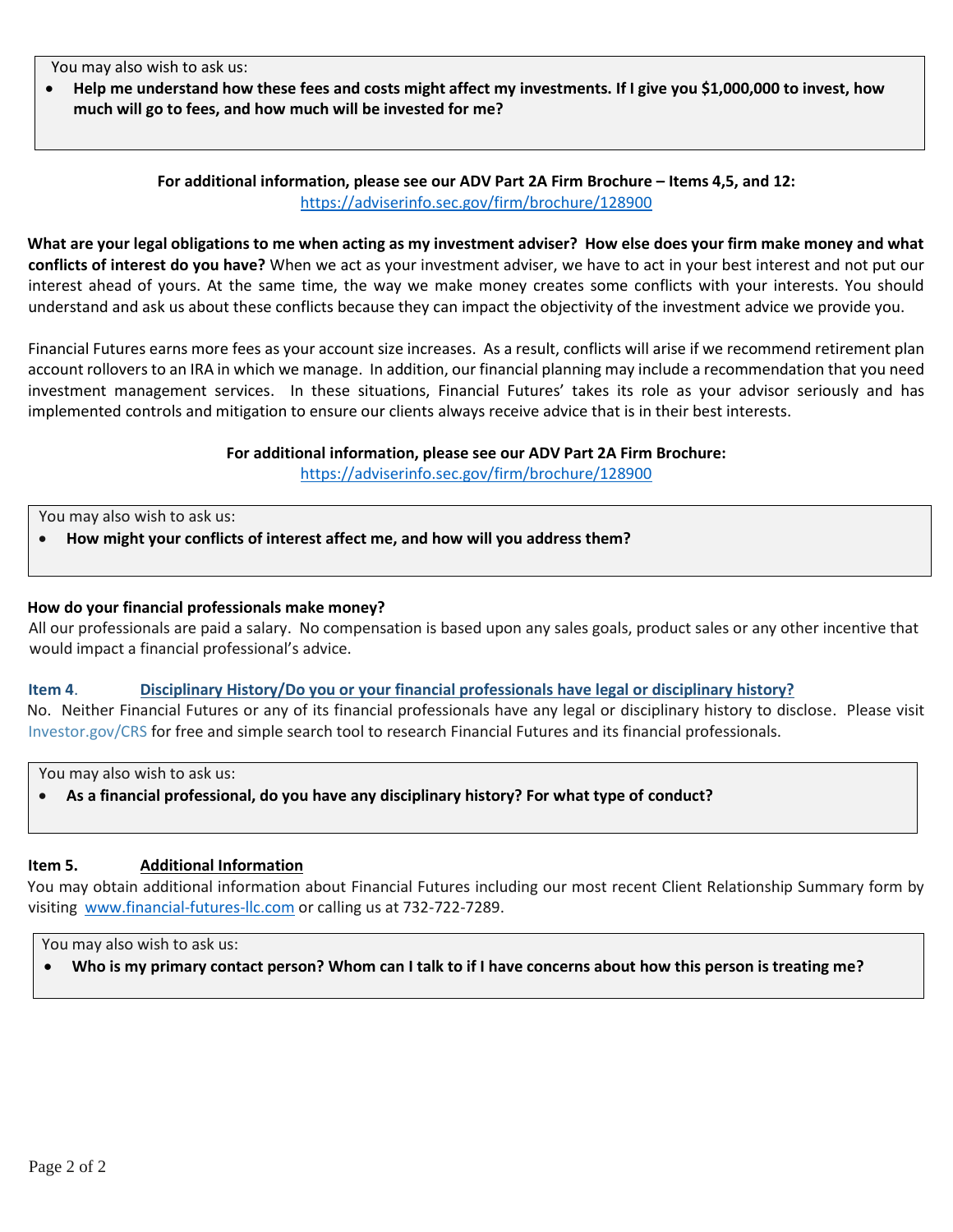You may also wish to ask us:

- **Help me understand how these fees and costs might affect my investments. If I give you $1,000,000 to invest, how much will go to fees, and how much will be invested for me?**

**For additional information, please see our ADV Part 2A Firm Brochure – Items 4,5, and 12:**
https://adviserinfo.sec.gov/firm/brochure/128900

**What are your legal obligations to me when acting as my investment adviser? How else does your firm make money and what conflicts of interest do you have?** When we act as your investment adviser, we have to act in your best interest and not put our interest ahead of yours. At the same time, the way we make money creates some conflicts with your interests. You should understand and ask us about these conflicts because they can impact the objectivity of the investment advice we provide you.

Financial Futures earns more fees as your account size increases. As a result, conflicts will arise if we recommend retirement plan account rollovers to an IRA in which we manage. In addition, our financial planning may include a recommendation that you need investment management services. In these situations, Financial Futures' takes its role as your advisor seriously and has implemented controls and mitigation to ensure our clients always receive advice that is in their best interests.

**For additional information, please see our ADV Part 2A Firm Brochure:**
https://adviserinfo.sec.gov/firm/brochure/128900

You may also wish to ask us:

- **How might your conflicts of interest affect me, and how will you address them?**

**How do your financial professionals make money?**
All our professionals are paid a salary. No compensation is based upon any sales goals, product sales or any other incentive that would impact a financial professional's advice.

## Item 4. Disciplinary History/Do you or your financial professionals have legal or disciplinary history?

No. Neither Financial Futures or any of its financial professionals have any legal or disciplinary history to disclose. Please visit Investor.gov/CRS for free and simple search tool to research Financial Futures and its financial professionals.

You may also wish to ask us:

- **As a financial professional, do you have any disciplinary history? For what type of conduct?**

## Item 5. Additional Information

You may obtain additional information about Financial Futures including our most recent Client Relationship Summary form by visiting www.financial-futures-llc.com or calling us at 732-722-7289.

You may also wish to ask us:

- **Who is my primary contact person? Whom can I talk to if I have concerns about how this person is treating me?**